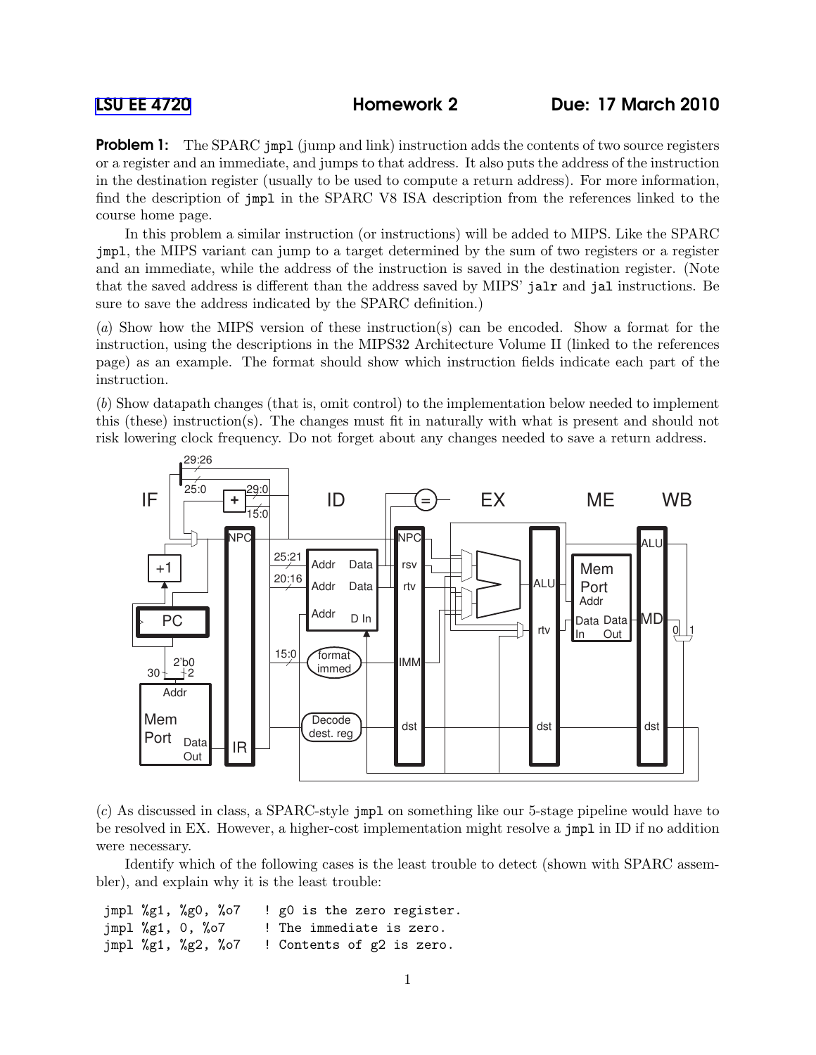LSU EE 4720 Homework 2 Due: 17 March 2010

**Problem 1:** The SPARC jmpl (jump and link) instruction adds the contents of two source registers or a register and an immediate, and jumps to that address. It also puts the address of the instruction in the destination register (usually to be used to compute a return address). For more information, find the description of jmpl in the SPARC V8 ISA description from the references linked to the course home page.

In this problem a similar instruction (or instructions) will be added to MIPS. Like the SPARC jmpl, the MIPS variant can jump to a target determined by the sum of two registers or a register and an immediate, while the address of the instruction is saved in the destination register. (Note that the saved address is different than the address saved by MIPS' jalr and jal instructions. Be sure to save the address indicated by the SPARC definition.)

(*a*) Show how the MIPS version of these instruction(s) can be encoded. Show a format for the instruction, using the descriptions in the MIPS32 Architecture Volume II (linked to the references page) as an example. The format should show which instruction fields indicate each part of the instruction.

(*b*) Show datapath changes (that is, omit control) to the implementation below needed to implement this (these) instruction(s). The changes must fit in naturally with what is present and should not risk lowering clock frequency. Do not forget about any changes needed to save a return address.

(*c*) As discussed in class, a SPARC-style jmpl on something like our 5-stage pipeline would have to be resolved in EX. However, a higher-cost implementation might resolve a jmpl in ID if no addition were necessary.

Identify which of the following cases is the least trouble to detect (shown with SPARC assembler), and explain why it is the least trouble:

```
jmpl %g1, %g0, %o7   ! g0 is the zero register.
jmpl %g1, 0, %o7     ! The immediate is zero.
jmpl %g1, %g2, %o7   ! Contents of g2 is zero.
```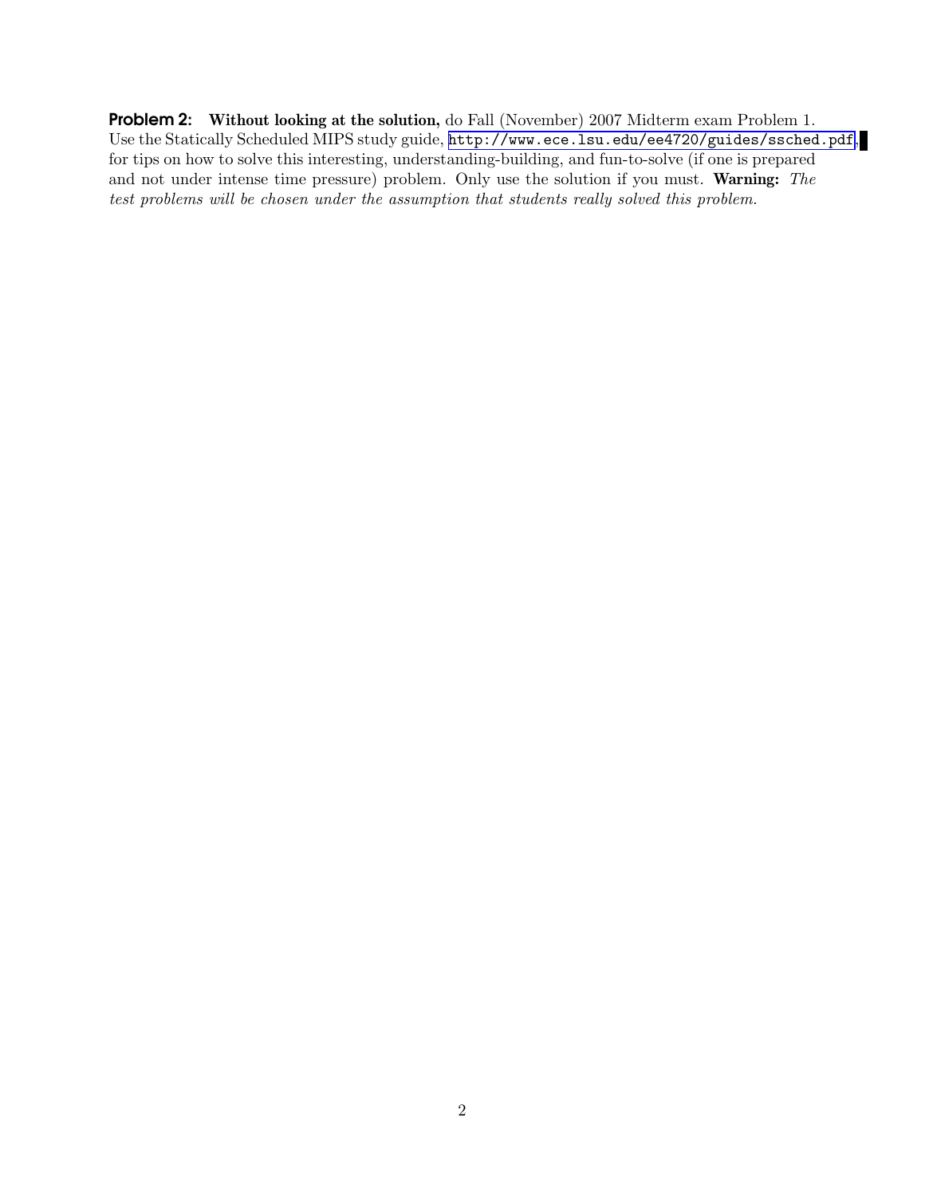**Problem 2:** **Without looking at the solution,** do Fall (November) 2007 Midterm exam Problem 1. Use the Statically Scheduled MIPS study guide, http://www.ece.lsu.edu/ee4720/guides/ssched.pdf, for tips on how to solve this interesting, understanding-building, and fun-to-solve (if one is prepared and not under intense time pressure) problem. Only use the solution if you must. **Warning:** *The test problems will be chosen under the assumption that students really solved this problem.*